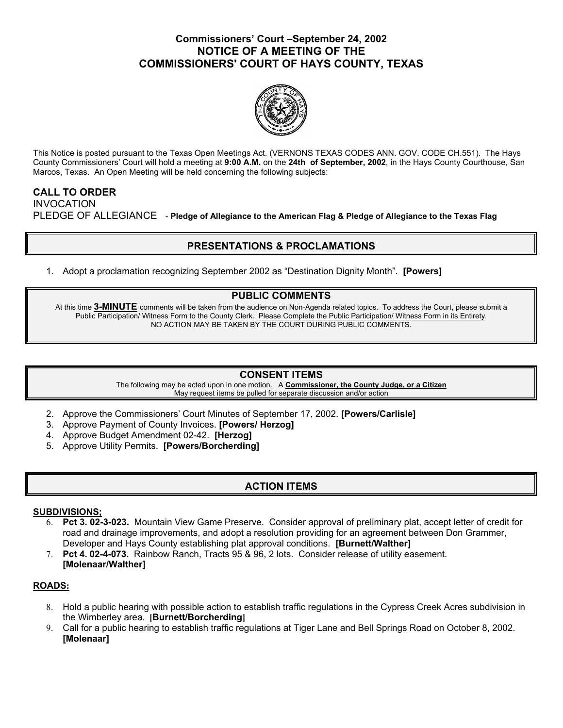# Commissioners' Court –September 24, 2002
# NOTICE OF A MEETING OF THE COMMISSIONERS' COURT OF HAYS COUNTY, TEXAS

This Notice is posted pursuant to the Texas Open Meetings Act. (VERNONS TEXAS CODES ANN. GOV. CODE CH.551). The Hays County Commissioners' Court will hold a meeting at **9:00 A.M.** on the **24th of September, 2002**, in the Hays County Courthouse, San Marcos, Texas. An Open Meeting will be held concerning the following subjects:

**CALL TO ORDER**

INVOCATION

PLEDGE OF ALLEGIANCE - **Pledge of Allegiance to the American Flag & Pledge of Allegiance to the Texas Flag**

## PRESENTATIONS & PROCLAMATIONS

1. Adopt a proclamation recognizing September 2002 as "Destination Dignity Month". **[Powers]**

## PUBLIC COMMENTS

At this time **3-MINUTE** comments will be taken from the audience on Non-Agenda related topics. To address the Court, please submit a Public Participation/ Witness Form to the County Clerk. Please Complete the Public Participation/ Witness Form in its Entirety. NO ACTION MAY BE TAKEN BY THE COURT DURING PUBLIC COMMENTS.

## CONSENT ITEMS

The following may be acted upon in one motion. A **Commissioner, the County Judge, or a Citizen** May request items be pulled for separate discussion and/or action

2. Approve the Commissioners' Court Minutes of September 17, 2002. **[Powers/Carlisle]**
3. Approve Payment of County Invoices. **[Powers/ Herzog]**
4. Approve Budget Amendment 02-42. **[Herzog]**
5. Approve Utility Permits. **[Powers/Borcherding]**

## ACTION ITEMS

**SUBDIVISIONS;**

6. **Pct 3. 02-3-023.** Mountain View Game Preserve. Consider approval of preliminary plat, accept letter of credit for road and drainage improvements, and adopt a resolution providing for an agreement between Don Grammer, Developer and Hays County establishing plat approval conditions. **[Burnett/Walther]**
7. **Pct 4. 02-4-073.** Rainbow Ranch, Tracts 95 & 96, 2 lots. Consider release of utility easement. **[Molenaar/Walther]**

**ROADS:**

8. Hold a public hearing with possible action to establish traffic regulations in the Cypress Creek Acres subdivision in the Wimberley area. **[Burnett/Borcherding]**
9. Call for a public hearing to establish traffic regulations at Tiger Lane and Bell Springs Road on October 8, 2002. **[Molenaar]**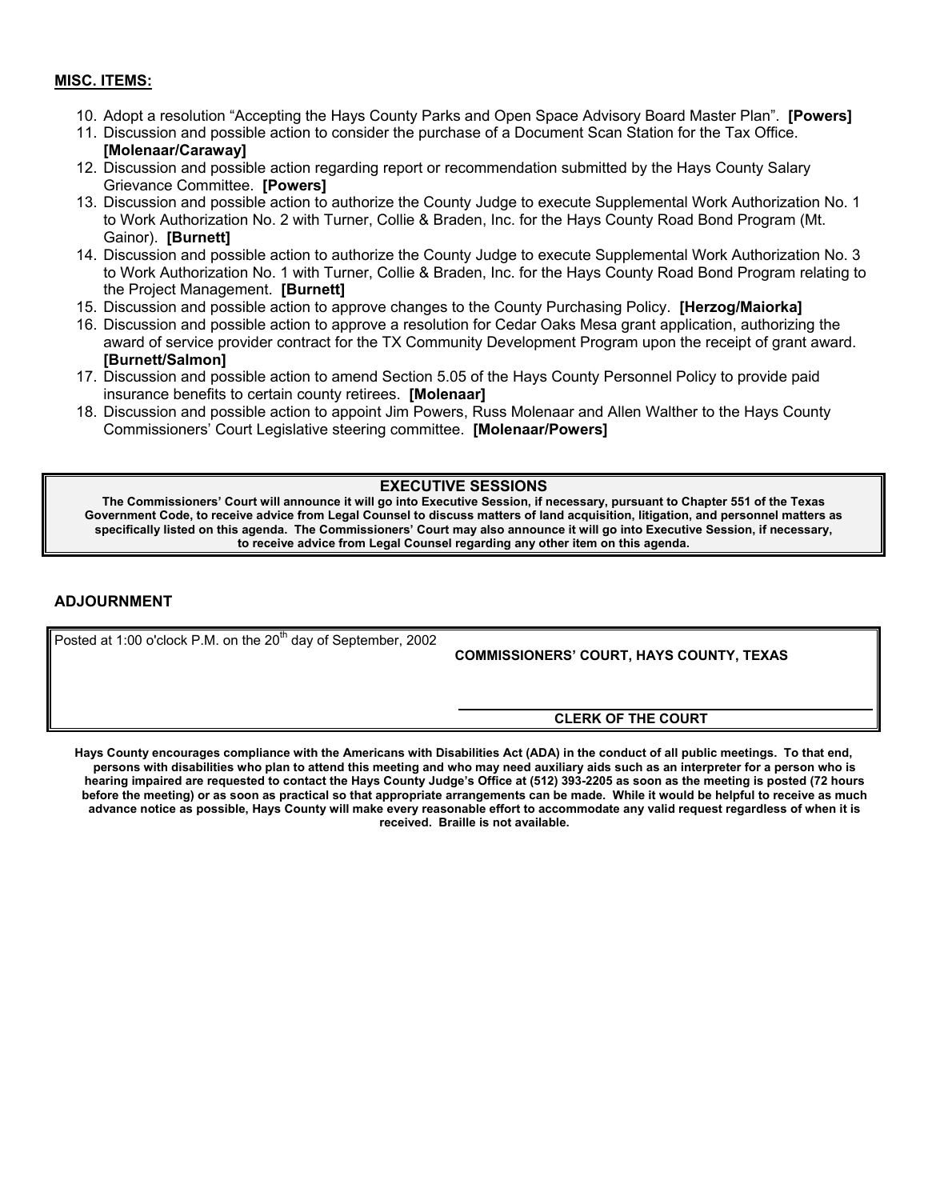**MISC. ITEMS:**

10. Adopt a resolution "Accepting the Hays County Parks and Open Space Advisory Board Master Plan". **[Powers]**
11. Discussion and possible action to consider the purchase of a Document Scan Station for the Tax Office. **[Molenaar/Caraway]**
12. Discussion and possible action regarding report or recommendation submitted by the Hays County Salary Grievance Committee. **[Powers]**
13. Discussion and possible action to authorize the County Judge to execute Supplemental Work Authorization No. 1 to Work Authorization No. 2 with Turner, Collie & Braden, Inc. for the Hays County Road Bond Program (Mt. Gainor). **[Burnett]**
14. Discussion and possible action to authorize the County Judge to execute Supplemental Work Authorization No. 3 to Work Authorization No. 1 with Turner, Collie & Braden, Inc. for the Hays County Road Bond Program relating to the Project Management. **[Burnett]**
15. Discussion and possible action to approve changes to the County Purchasing Policy. **[Herzog/Maiorka]**
16. Discussion and possible action to approve a resolution for Cedar Oaks Mesa grant application, authorizing the award of service provider contract for the TX Community Development Program upon the receipt of grant award. **[Burnett/Salmon]**
17. Discussion and possible action to amend Section 5.05 of the Hays County Personnel Policy to provide paid insurance benefits to certain county retirees. **[Molenaar]**
18. Discussion and possible action to appoint Jim Powers, Russ Molenaar and Allen Walther to the Hays County Commissioners' Court Legislative steering committee. **[Molenaar/Powers]**

**EXECUTIVE SESSIONS**

**The Commissioners' Court will announce it will go into Executive Session, if necessary, pursuant to Chapter 551 of the Texas Government Code, to receive advice from Legal Counsel to discuss matters of land acquisition, litigation, and personnel matters as specifically listed on this agenda. The Commissioners' Court may also announce it will go into Executive Session, if necessary, to receive advice from Legal Counsel regarding any other item on this agenda.**

**ADJOURNMENT**

Posted at 1:00 o'clock P.M. on the 20th day of September, 2002

**COMMISSIONERS' COURT, HAYS COUNTY, TEXAS**

______________________________

**CLERK OF THE COURT**

**Hays County encourages compliance with the Americans with Disabilities Act (ADA) in the conduct of all public meetings. To that end, persons with disabilities who plan to attend this meeting and who may need auxiliary aids such as an interpreter for a person who is hearing impaired are requested to contact the Hays County Judge's Office at (512) 393-2205 as soon as the meeting is posted (72 hours before the meeting) or as soon as practical so that appropriate arrangements can be made. While it would be helpful to receive as much advance notice as possible, Hays County will make every reasonable effort to accommodate any valid request regardless of when it is received. Braille is not available.**